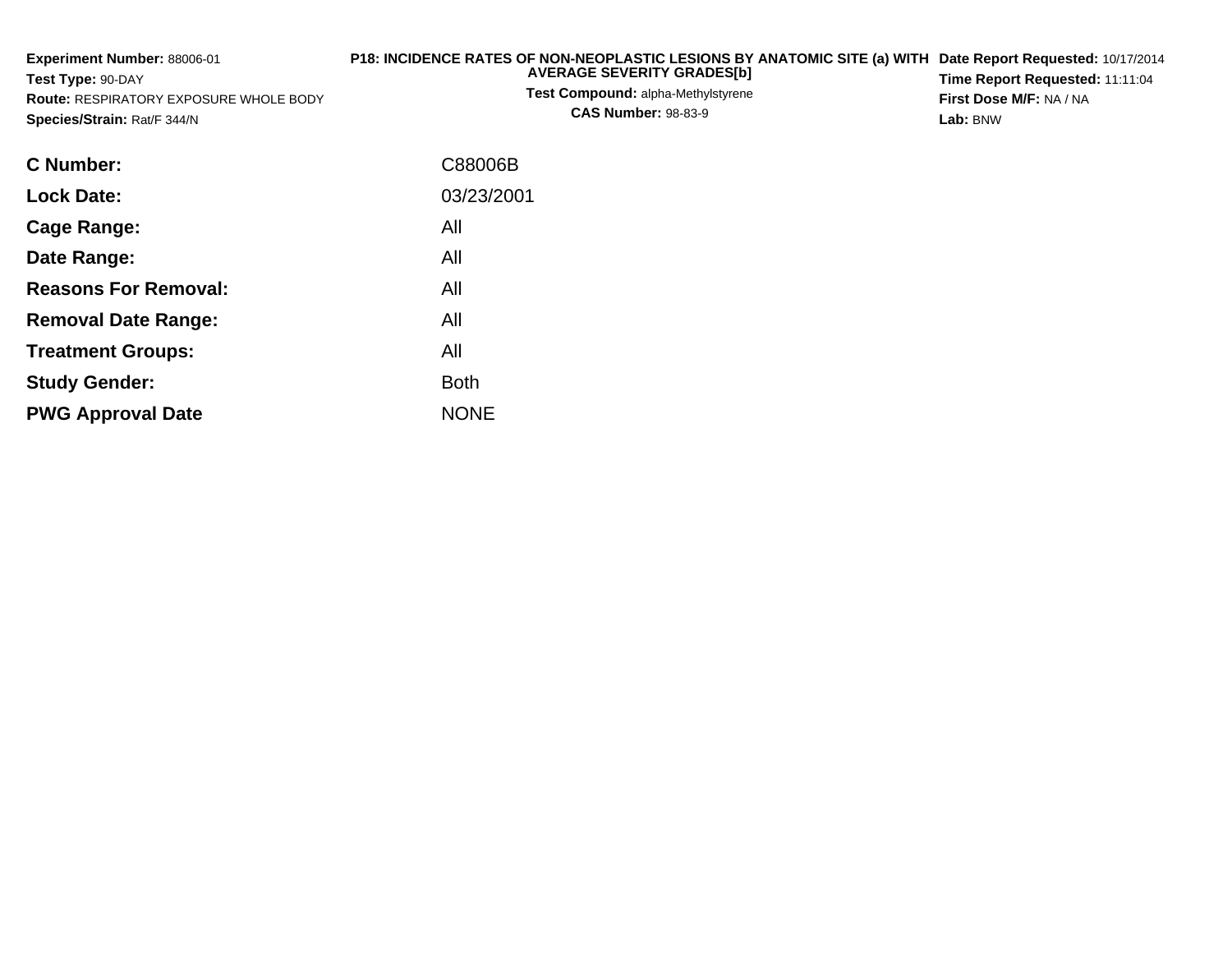**Experiment Number:** 88006-01
**Test Type:** 90-DAY
**Route:** RESPIRATORY EXPOSURE WHOLE BODY
**Species/Strain:** Rat/F 344/N

**P18: INCIDENCE RATES OF NON-NEOPLASTIC LESIONS BY ANATOMIC SITE (a) WITH AVERAGE SEVERITY GRADES[b]**
**Test Compound:** alpha-Methylstyrene
**CAS Number:** 98-83-9

**Date Report Requested:** 10/17/2014
**Time Report Requested:** 11:11:04
**First Dose M/F:** NA / NA
**Lab:** BNW

| | |
|---|---|
| **C Number:** | C88006B |
| **Lock Date:** | 03/23/2001 |
| **Cage Range:** | All |
| **Date Range:** | All |
| **Reasons For Removal:** | All |
| **Removal Date Range:** | All |
| **Treatment Groups:** | All |
| **Study Gender:** | Both |
| **PWG Approval Date** | NONE |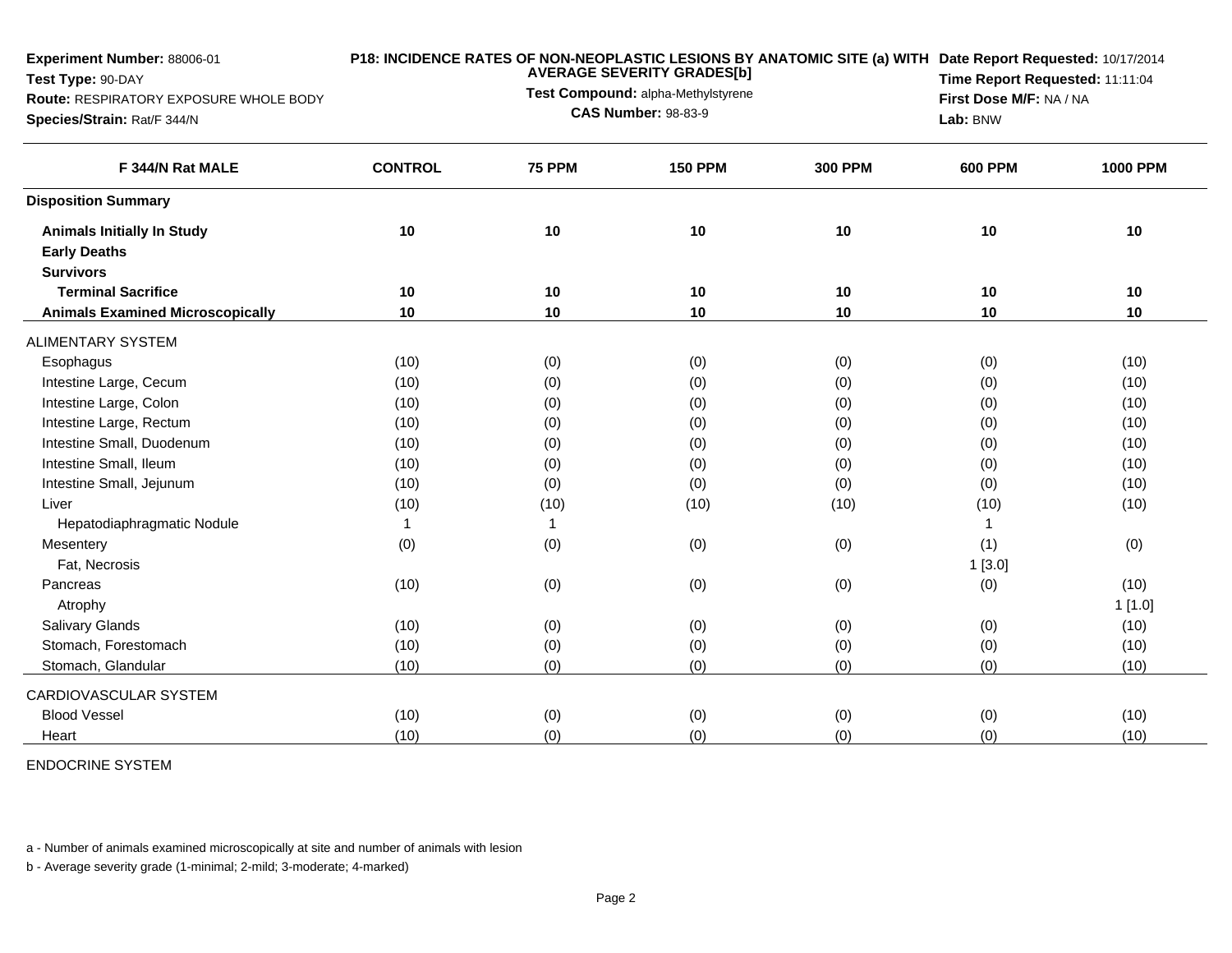**Experiment Number:** 88006-01
**Test Type:** 90-DAY
**Route:** RESPIRATORY EXPOSURE WHOLE BODY
**Species/Strain:** Rat/F 344/N

**P18: INCIDENCE RATES OF NON-NEOPLASTIC LESIONS BY ANATOMIC SITE (a) WITH AVERAGE SEVERITY GRADES[b]**
**Test Compound:** alpha-Methylstyrene
**CAS Number:** 98-83-9

**Date Report Requested:** 10/17/2014
**Time Report Requested:** 11:11:04
**First Dose M/F:** NA / NA
**Lab:** BNW

| F 344/N Rat MALE | CONTROL | 75 PPM | 150 PPM | 300 PPM | 600 PPM | 1000 PPM |
|---|---|---|---|---|---|---|
| **Disposition Summary** | | | | | | |
| **Animals Initially In Study** | **10** | **10** | **10** | **10** | **10** | **10** |
| **Early Deaths** | | | | | | |
| **Survivors** | | | | | | |
| **Terminal Sacrifice** | **10** | **10** | **10** | **10** | **10** | **10** |
| **Animals Examined Microscopically** | **10** | **10** | **10** | **10** | **10** | **10** |
| ALIMENTARY SYSTEM | | | | | | |
| Esophagus | (10) | (0) | (0) | (0) | (0) | (10) |
| Intestine Large, Cecum | (10) | (0) | (0) | (0) | (0) | (10) |
| Intestine Large, Colon | (10) | (0) | (0) | (0) | (0) | (10) |
| Intestine Large, Rectum | (10) | (0) | (0) | (0) | (0) | (10) |
| Intestine Small, Duodenum | (10) | (0) | (0) | (0) | (0) | (10) |
| Intestine Small, Ileum | (10) | (0) | (0) | (0) | (0) | (10) |
| Intestine Small, Jejunum | (10) | (0) | (0) | (0) | (0) | (10) |
| Liver | (10) | (10) | (10) | (10) | (10) | (10) |
| Hepatodiaphragmatic Nodule | 1 | 1 | | | 1 | |
| Mesentery | (0) | (0) | (0) | (0) | (1) | (0) |
| Fat, Necrosis | | | | | 1 [3.0] | |
| Pancreas | (10) | (0) | (0) | (0) | (0) | (10) |
| Atrophy | | | | | | 1 [1.0] |
| Salivary Glands | (10) | (0) | (0) | (0) | (0) | (10) |
| Stomach, Forestomach | (10) | (0) | (0) | (0) | (0) | (10) |
| Stomach, Glandular | (10) | (0) | (0) | (0) | (0) | (10) |
| CARDIOVASCULAR SYSTEM | | | | | | |
| Blood Vessel | (10) | (0) | (0) | (0) | (0) | (10) |
| Heart | (10) | (0) | (0) | (0) | (0) | (10) |
| ENDOCRINE SYSTEM | | | | | | |

a - Number of animals examined microscopically at site and number of animals with lesion

b - Average severity grade (1-minimal; 2-mild; 3-moderate; 4-marked)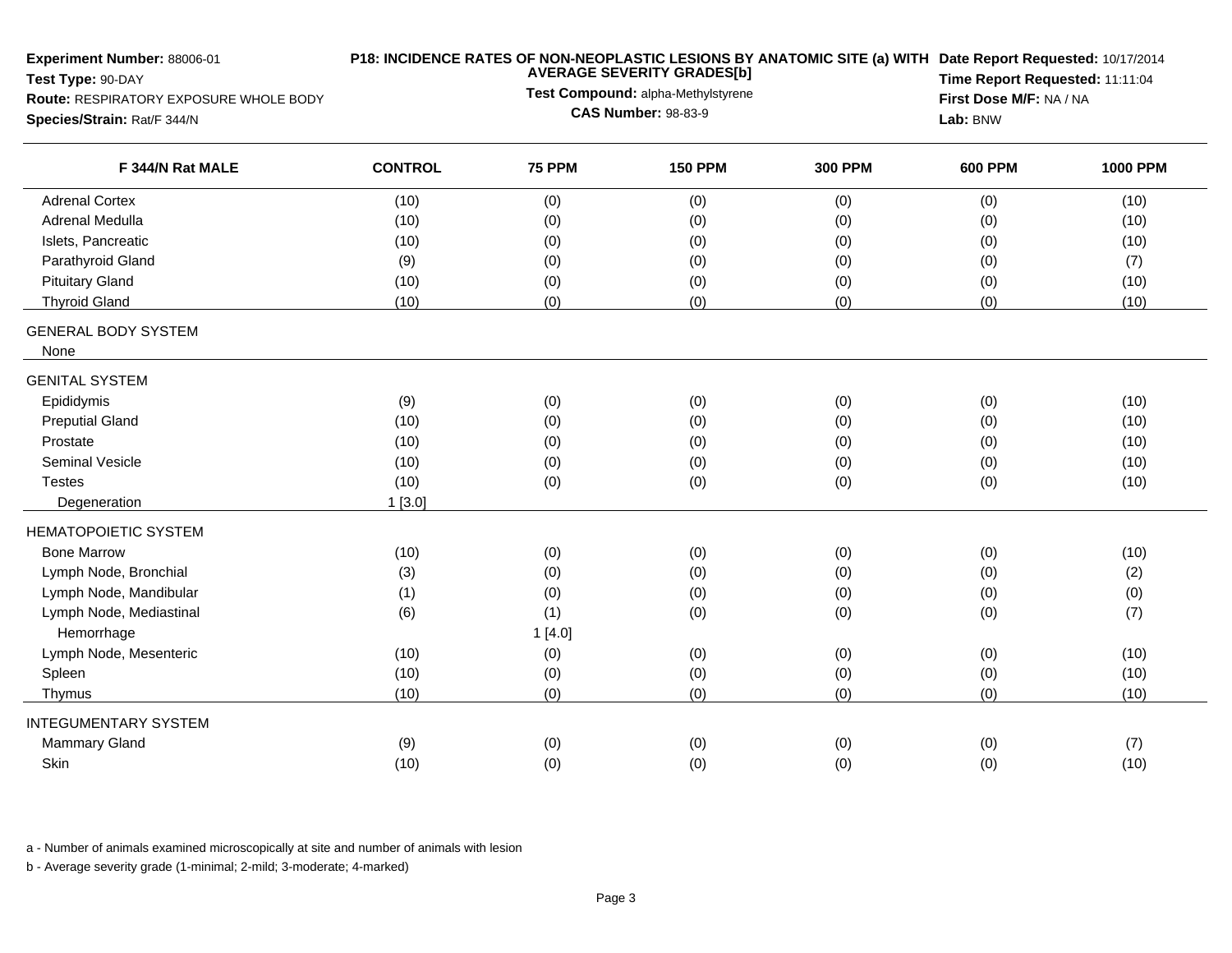**Experiment Number:** 88006-01
**Test Type:** 90-DAY
**Route:** RESPIRATORY EXPOSURE WHOLE BODY
**Species/Strain:** Rat/F 344/N

**P18: INCIDENCE RATES OF NON-NEOPLASTIC LESIONS BY ANATOMIC SITE (a) WITH AVERAGE SEVERITY GRADES[b]**
**Test Compound:** alpha-Methylstyrene
**CAS Number:** 98-83-9

**Date Report Requested:** 10/17/2014
**Time Report Requested:** 11:11:04
**First Dose M/F:** NA / NA
**Lab:** BNW

| F 344/N Rat MALE | CONTROL | 75 PPM | 150 PPM | 300 PPM | 600 PPM | 1000 PPM |
|---|---|---|---|---|---|---|
| Adrenal Cortex | (10) | (0) | (0) | (0) | (0) | (10) |
| Adrenal Medulla | (10) | (0) | (0) | (0) | (0) | (10) |
| Islets, Pancreatic | (10) | (0) | (0) | (0) | (0) | (10) |
| Parathyroid Gland | (9) | (0) | (0) | (0) | (0) | (7) |
| Pituitary Gland | (10) | (0) | (0) | (0) | (0) | (10) |
| Thyroid Gland | (10) | (0) | (0) | (0) | (0) | (10) |
| GENERAL BODY SYSTEM | | | | | | |
| None | | | | | | |
| GENITAL SYSTEM | | | | | | |
| Epididymis | (9) | (0) | (0) | (0) | (0) | (10) |
| Preputial Gland | (10) | (0) | (0) | (0) | (0) | (10) |
| Prostate | (10) | (0) | (0) | (0) | (0) | (10) |
| Seminal Vesicle | (10) | (0) | (0) | (0) | (0) | (10) |
| Testes | (10) | (0) | (0) | (0) | (0) | (10) |
| Degeneration | 1 [3.0] | | | | | |
| HEMATOPOIETIC SYSTEM | | | | | | |
| Bone Marrow | (10) | (0) | (0) | (0) | (0) | (10) |
| Lymph Node, Bronchial | (3) | (0) | (0) | (0) | (0) | (2) |
| Lymph Node, Mandibular | (1) | (0) | (0) | (0) | (0) | (0) |
| Lymph Node, Mediastinal | (6) | (1) | (0) | (0) | (0) | (7) |
| Hemorrhage | | 1 [4.0] | | | | |
| Lymph Node, Mesenteric | (10) | (0) | (0) | (0) | (0) | (10) |
| Spleen | (10) | (0) | (0) | (0) | (0) | (10) |
| Thymus | (10) | (0) | (0) | (0) | (0) | (10) |
| INTEGUMENTARY SYSTEM | | | | | | |
| Mammary Gland | (9) | (0) | (0) | (0) | (0) | (7) |
| Skin | (10) | (0) | (0) | (0) | (0) | (10) |

a - Number of animals examined microscopically at site and number of animals with lesion

b - Average severity grade (1-minimal; 2-mild; 3-moderate; 4-marked)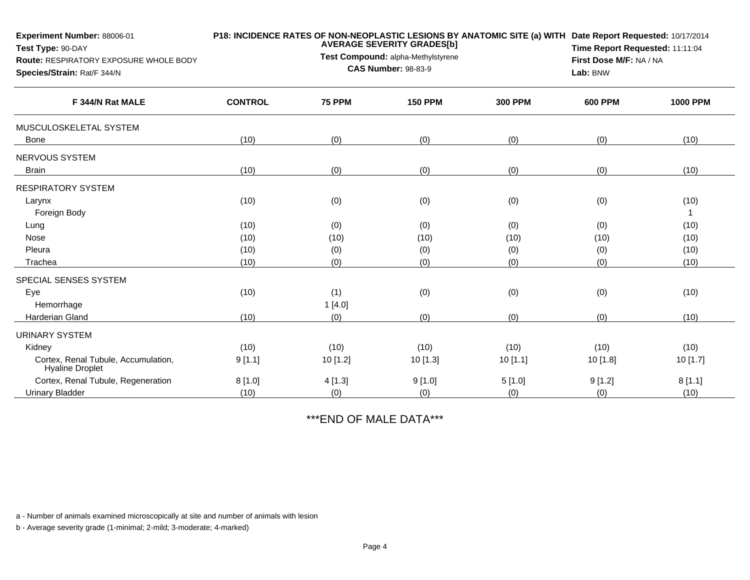**Experiment Number:** 88006-01
**Test Type:** 90-DAY
**Route:** RESPIRATORY EXPOSURE WHOLE BODY
**Species/Strain:** Rat/F 344/N

**P18: INCIDENCE RATES OF NON-NEOPLASTIC LESIONS BY ANATOMIC SITE (a) WITH AVERAGE SEVERITY GRADES[b]**
**Test Compound:** alpha-Methylstyrene
**CAS Number:** 98-83-9

**Date Report Requested:** 10/17/2014
**Time Report Requested:** 11:11:04
**First Dose M/F:** NA / NA
**Lab:** BNW

| F 344/N Rat MALE | CONTROL | 75 PPM | 150 PPM | 300 PPM | 600 PPM | 1000 PPM |
|---|---|---|---|---|---|---|
| MUSCULOSKELETAL SYSTEM | | | | | | |
| Bone | (10) | (0) | (0) | (0) | (0) | (10) |
| NERVOUS SYSTEM | | | | | | |
| Brain | (10) | (0) | (0) | (0) | (0) | (10) |
| RESPIRATORY SYSTEM | | | | | | |
| Larynx | (10) | (0) | (0) | (0) | (0) | (10) |
| Foreign Body | | | | | | 1 |
| Lung | (10) | (0) | (0) | (0) | (0) | (10) |
| Nose | (10) | (10) | (10) | (10) | (10) | (10) |
| Pleura | (10) | (0) | (0) | (0) | (0) | (10) |
| Trachea | (10) | (0) | (0) | (0) | (0) | (10) |
| SPECIAL SENSES SYSTEM | | | | | | |
| Eye | (10) | (1) | (0) | (0) | (0) | (10) |
| Hemorrhage | | 1 [4.0] | | | | |
| Harderian Gland | (10) | (0) | (0) | (0) | (0) | (10) |
| URINARY SYSTEM | | | | | | |
| Kidney | (10) | (10) | (10) | (10) | (10) | (10) |
| Cortex, Renal Tubule, Accumulation, Hyaline Droplet | 9 [1.1] | 10 [1.2] | 10 [1.3] | 10 [1.1] | 10 [1.8] | 10 [1.7] |
| Cortex, Renal Tubule, Regeneration | 8 [1.0] | 4 [1.3] | 9 [1.0] | 5 [1.0] | 9 [1.2] | 8 [1.1] |
| Urinary Bladder | (10) | (0) | (0) | (0) | (0) | (10) |

***END OF MALE DATA***

a - Number of animals examined microscopically at site and number of animals with lesion

b - Average severity grade (1-minimal; 2-mild; 3-moderate; 4-marked)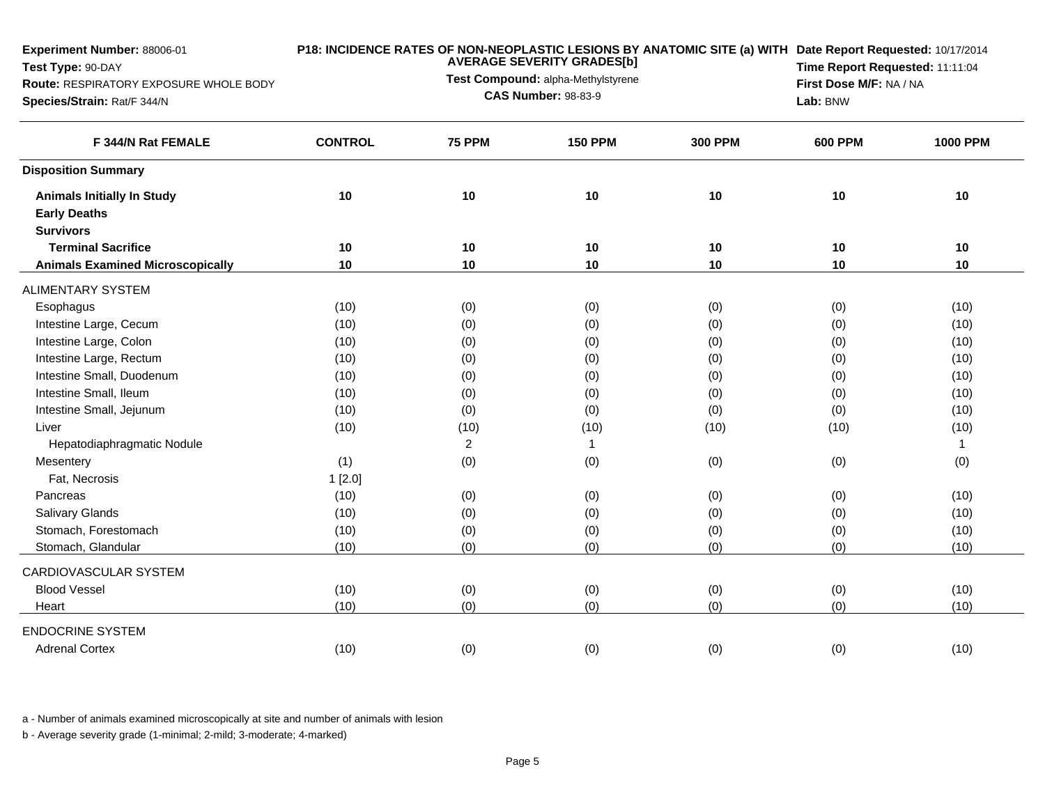**Experiment Number:** 88006-01
**Test Type:** 90-DAY
**Route:** RESPIRATORY EXPOSURE WHOLE BODY
**Species/Strain:** Rat/F 344/N

**P18: INCIDENCE RATES OF NON-NEOPLASTIC LESIONS BY ANATOMIC SITE (a) WITH AVERAGE SEVERITY GRADES[b]**
**Test Compound:** alpha-Methylstyrene
**CAS Number:** 98-83-9

**Date Report Requested:** 10/17/2014
**Time Report Requested:** 11:11:04
**First Dose M/F:** NA / NA
**Lab:** BNW

| F 344/N Rat FEMALE | CONTROL | 75 PPM | 150 PPM | 300 PPM | 600 PPM | 1000 PPM |
|---|---|---|---|---|---|---|
| **Disposition Summary** | | | | | | |
| **Animals Initially In Study** | **10** | **10** | **10** | **10** | **10** | **10** |
| **Early Deaths** | | | | | | |
| **Survivors** | | | | | | |
| **Terminal Sacrifice** | **10** | **10** | **10** | **10** | **10** | **10** |
| **Animals Examined Microscopically** | **10** | **10** | **10** | **10** | **10** | **10** |
| ALIMENTARY SYSTEM | | | | | | |
| Esophagus | (10) | (0) | (0) | (0) | (0) | (10) |
| Intestine Large, Cecum | (10) | (0) | (0) | (0) | (0) | (10) |
| Intestine Large, Colon | (10) | (0) | (0) | (0) | (0) | (10) |
| Intestine Large, Rectum | (10) | (0) | (0) | (0) | (0) | (10) |
| Intestine Small, Duodenum | (10) | (0) | (0) | (0) | (0) | (10) |
| Intestine Small, Ileum | (10) | (0) | (0) | (0) | (0) | (10) |
| Intestine Small, Jejunum | (10) | (0) | (0) | (0) | (0) | (10) |
| Liver | (10) | (10) | (10) | (10) | (10) | (10) |
| Hepatodiaphragmatic Nodule | | 2 | 1 | | | 1 |
| Mesentery | (1) | (0) | (0) | (0) | (0) | (0) |
| Fat, Necrosis | 1 [2.0] | | | | | |
| Pancreas | (10) | (0) | (0) | (0) | (0) | (10) |
| Salivary Glands | (10) | (0) | (0) | (0) | (0) | (10) |
| Stomach, Forestomach | (10) | (0) | (0) | (0) | (0) | (10) |
| Stomach, Glandular | (10) | (0) | (0) | (0) | (0) | (10) |
| CARDIOVASCULAR SYSTEM | | | | | | |
| Blood Vessel | (10) | (0) | (0) | (0) | (0) | (10) |
| Heart | (10) | (0) | (0) | (0) | (0) | (10) |
| ENDOCRINE SYSTEM | | | | | | |
| Adrenal Cortex | (10) | (0) | (0) | (0) | (0) | (10) |

a - Number of animals examined microscopically at site and number of animals with lesion

b - Average severity grade (1-minimal; 2-mild; 3-moderate; 4-marked)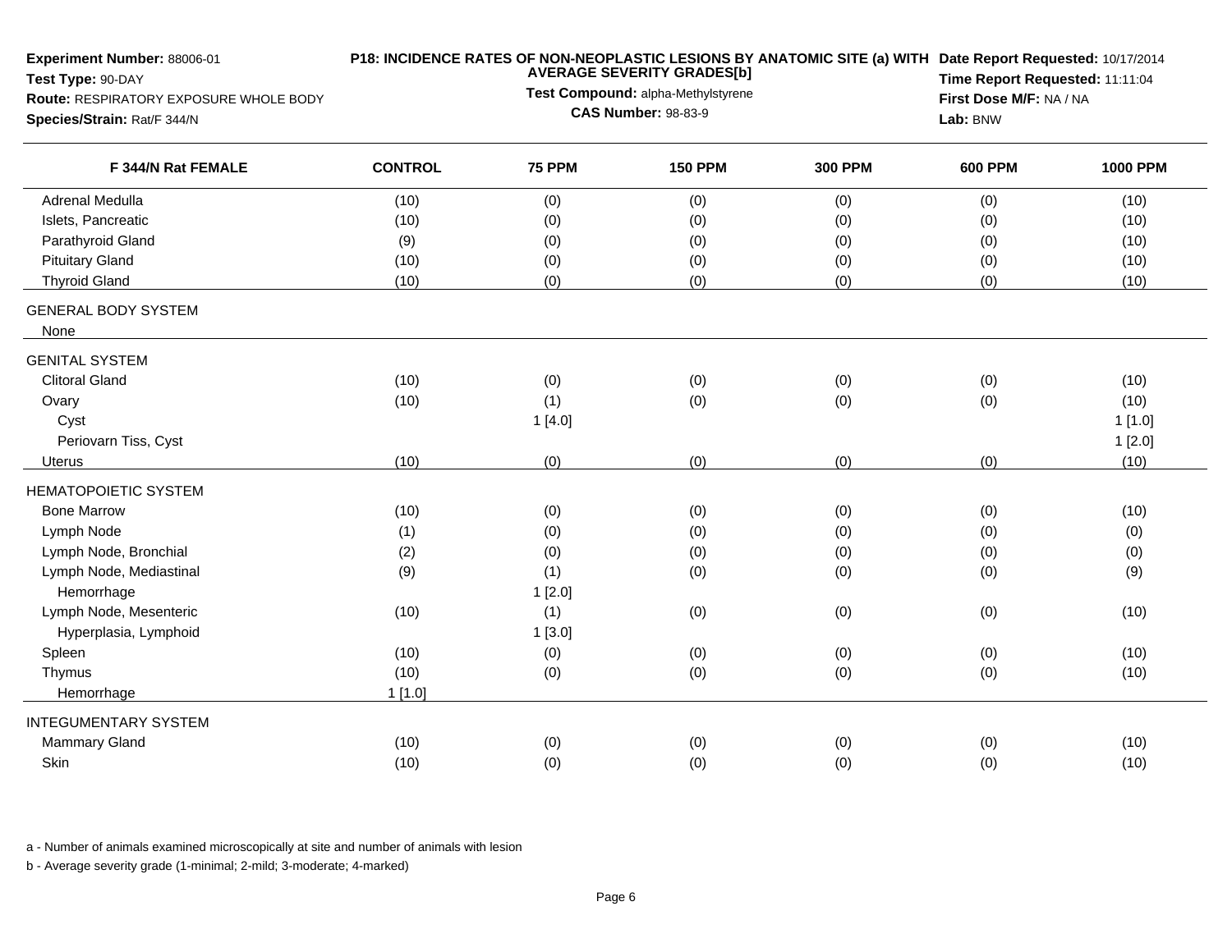**Experiment Number:** 88006-01
**Test Type:** 90-DAY
**Route:** RESPIRATORY EXPOSURE WHOLE BODY
**Species/Strain:** Rat/F 344/N

**P18: INCIDENCE RATES OF NON-NEOPLASTIC LESIONS BY ANATOMIC SITE (a) WITH AVERAGE SEVERITY GRADES[b]**
**Test Compound:** alpha-Methylstyrene
**CAS Number:** 98-83-9

**Date Report Requested:** 10/17/2014
**Time Report Requested:** 11:11:04
**First Dose M/F:** NA / NA
**Lab:** BNW

| F 344/N Rat FEMALE | CONTROL | 75 PPM | 150 PPM | 300 PPM | 600 PPM | 1000 PPM |
|---|---|---|---|---|---|---|
| Adrenal Medulla | (10) | (0) | (0) | (0) | (0) | (10) |
| Islets, Pancreatic | (10) | (0) | (0) | (0) | (0) | (10) |
| Parathyroid Gland | (9) | (0) | (0) | (0) | (0) | (10) |
| Pituitary Gland | (10) | (0) | (0) | (0) | (0) | (10) |
| Thyroid Gland | (10) | (0) | (0) | (0) | (0) | (10) |
| GENERAL BODY SYSTEM | | | | | | |
| None | | | | | | |
| GENITAL SYSTEM | | | | | | |
| Clitoral Gland | (10) | (0) | (0) | (0) | (0) | (10) |
| Ovary | (10) | (1) | (0) | (0) | (0) | (10) |
| Cyst | | 1 [4.0] | | | | 1 [1.0] |
| Periovarn Tiss, Cyst | | | | | | 1 [2.0] |
| Uterus | (10) | (0) | (0) | (0) | (0) | (10) |
| HEMATOPOIETIC SYSTEM | | | | | | |
| Bone Marrow | (10) | (0) | (0) | (0) | (0) | (10) |
| Lymph Node | (1) | (0) | (0) | (0) | (0) | (0) |
| Lymph Node, Bronchial | (2) | (0) | (0) | (0) | (0) | (0) |
| Lymph Node, Mediastinal | (9) | (1) | (0) | (0) | (0) | (9) |
| Hemorrhage | | 1 [2.0] | | | | |
| Lymph Node, Mesenteric | (10) | (1) | (0) | (0) | (0) | (10) |
| Hyperplasia, Lymphoid | | 1 [3.0] | | | | |
| Spleen | (10) | (0) | (0) | (0) | (0) | (10) |
| Thymus | (10) | (0) | (0) | (0) | (0) | (10) |
| Hemorrhage | 1 [1.0] | | | | | |
| INTEGUMENTARY SYSTEM | | | | | | |
| Mammary Gland | (10) | (0) | (0) | (0) | (0) | (10) |
| Skin | (10) | (0) | (0) | (0) | (0) | (10) |

a - Number of animals examined microscopically at site and number of animals with lesion

b - Average severity grade (1-minimal; 2-mild; 3-moderate; 4-marked)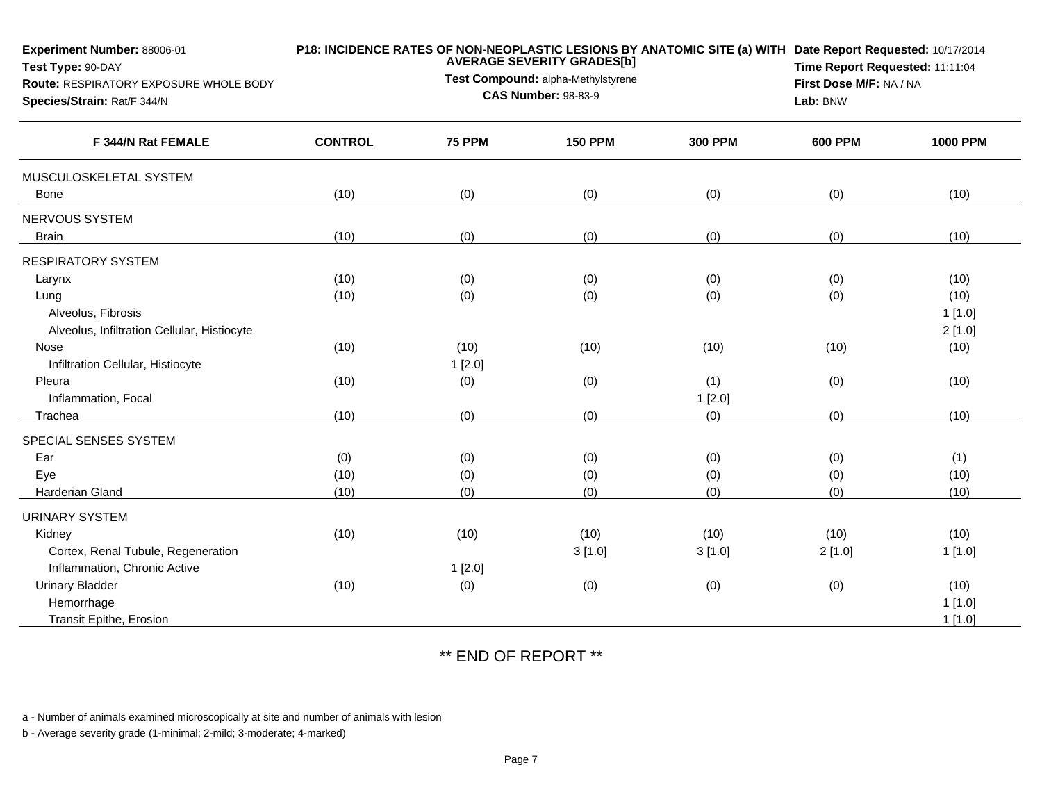**Experiment Number:** 88006-01
**Test Type:** 90-DAY
**Route:** RESPIRATORY EXPOSURE WHOLE BODY
**Species/Strain:** Rat/F 344/N

**P18: INCIDENCE RATES OF NON-NEOPLASTIC LESIONS BY ANATOMIC SITE (a) WITH AVERAGE SEVERITY GRADES[b]**
**Test Compound:** alpha-Methylstyrene
**CAS Number:** 98-83-9

**Date Report Requested:** 10/17/2014
**Time Report Requested:** 11:11:04
**First Dose M/F:** NA / NA
**Lab:** BNW

| F 344/N Rat FEMALE | CONTROL | 75 PPM | 150 PPM | 300 PPM | 600 PPM | 1000 PPM |
|---|---|---|---|---|---|---|
| MUSCULOSKELETAL SYSTEM | | | | | | |
| Bone | (10) | (0) | (0) | (0) | (0) | (10) |
| NERVOUS SYSTEM | | | | | | |
| Brain | (10) | (0) | (0) | (0) | (0) | (10) |
| RESPIRATORY SYSTEM | | | | | | |
| Larynx | (10) | (0) | (0) | (0) | (0) | (10) |
| Lung | (10) | (0) | (0) | (0) | (0) | (10) |
| Alveolus, Fibrosis | | | | | | 1 [1.0] |
| Alveolus, Infiltration Cellular, Histiocyte | | | | | | 2 [1.0] |
| Nose | (10) | (10) | (10) | (10) | (10) | (10) |
| Infiltration Cellular, Histiocyte | | 1 [2.0] | | | | |
| Pleura | (10) | (0) | (0) | (1) | (0) | (10) |
| Inflammation, Focal | | | | 1 [2.0] | | |
| Trachea | (10) | (0) | (0) | (0) | (0) | (10) |
| SPECIAL SENSES SYSTEM | | | | | | |
| Ear | (0) | (0) | (0) | (0) | (0) | (1) |
| Eye | (10) | (0) | (0) | (0) | (0) | (10) |
| Harderian Gland | (10) | (0) | (0) | (0) | (0) | (10) |
| URINARY SYSTEM | | | | | | |
| Kidney | (10) | (10) | (10) | (10) | (10) | (10) |
| Cortex, Renal Tubule, Regeneration | | | 3 [1.0] | 3 [1.0] | 2 [1.0] | 1 [1.0] |
| Inflammation, Chronic Active | | 1 [2.0] | | | | |
| Urinary Bladder | (10) | (0) | (0) | (0) | (0) | (10) |
| Hemorrhage | | | | | | 1 [1.0] |
| Transit Epithe, Erosion | | | | | | 1 [1.0] |

\*\* END OF REPORT \*\*

a - Number of animals examined microscopically at site and number of animals with lesion

b - Average severity grade (1-minimal; 2-mild; 3-moderate; 4-marked)